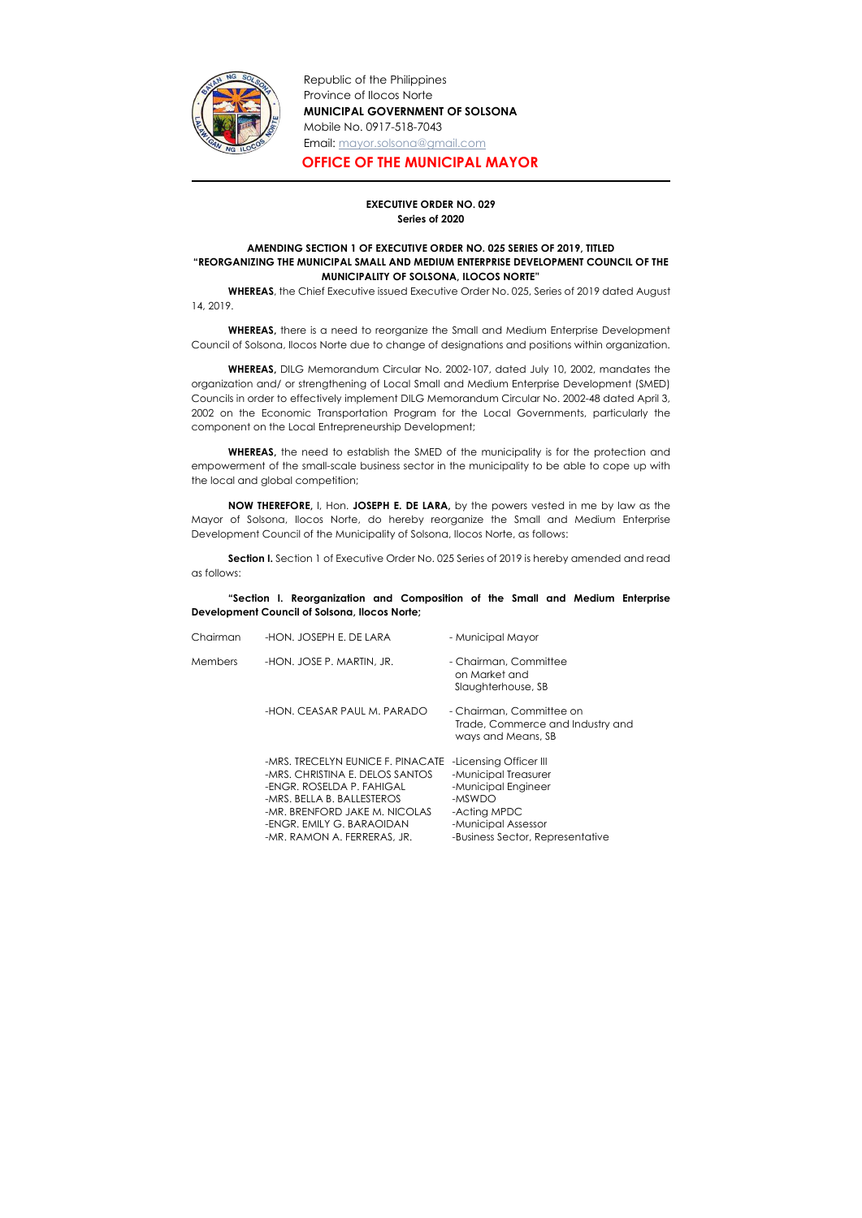Republic of the Philippines
Province of Ilocos Norte
**MUNICIPAL GOVERNMENT OF SOLSONA**
Mobile No. 0917-518-7043
Email: mayor.solsona@gmail.com

# OFFICE OF THE MUNICIPAL MAYOR

**EXECUTIVE ORDER NO. 029**
**Series of 2020**

**AMENDING SECTION 1 OF EXECUTIVE ORDER NO. 025 SERIES OF 2019, TITLED "REORGANIZING THE MUNICIPAL SMALL AND MEDIUM ENTERPRISE DEVELOPMENT COUNCIL OF THE MUNICIPALITY OF SOLSONA, ILOCOS NORTE"**

**WHEREAS**, the Chief Executive issued Executive Order No. 025, Series of 2019 dated August 14, 2019.

**WHEREAS,** there is a need to reorganize the Small and Medium Enterprise Development Council of Solsona, Ilocos Norte due to change of designations and positions within organization.

**WHEREAS,** DILG Memorandum Circular No. 2002-107, dated July 10, 2002, mandates the organization and/ or strengthening of Local Small and Medium Enterprise Development (SMED) Councils in order to effectively implement DILG Memorandum Circular No. 2002-48 dated April 3, 2002 on the Economic Transportation Program for the Local Governments, particularly the component on the Local Entrepreneurship Development;

**WHEREAS,** the need to establish the SMED of the municipality is for the protection and empowerment of the small-scale business sector in the municipality to be able to cope up with the local and global competition;

**NOW THEREFORE,** I, Hon. **JOSEPH E. DE LARA,** by the powers vested in me by law as the Mayor of Solsona, Ilocos Norte, do hereby reorganize the Small and Medium Enterprise Development Council of the Municipality of Solsona, Ilocos Norte, as follows:

**Section I.** Section 1 of Executive Order No. 025 Series of 2019 is hereby amended and read as follows:

**"Section I. Reorganization and Composition of the Small and Medium Enterprise Development Council of Solsona, Ilocos Norte;**

| | | |
|---|---|---|
| Chairman | -HON. JOSEPH E. DE LARA | - Municipal Mayor |
| Members | -HON. JOSE P. MARTIN, JR. | - Chairman, Committee on Market and Slaughterhouse, SB |
| | -HON. CEASAR PAUL M. PARADO | - Chairman, Committee on Trade, Commerce and Industry and ways and Means, SB |
| | -MRS. TRECELYN EUNICE F. PINACATE | -Licensing Officer III |
| | -MRS. CHRISTINA E. DELOS SANTOS | -Municipal Treasurer |
| | -ENGR. ROSELDA P. FAHIGAL | -Municipal Engineer |
| | -MRS. BELLA B. BALLESTEROS | -MSWDO |
| | -MR. BRENFORD JAKE M. NICOLAS | -Acting MPDC |
| | -ENGR. EMILY G. BARAOIDAN | -Municipal Assessor |
| | -MR. RAMON A. FERRERAS, JR. | -Business Sector, Representative |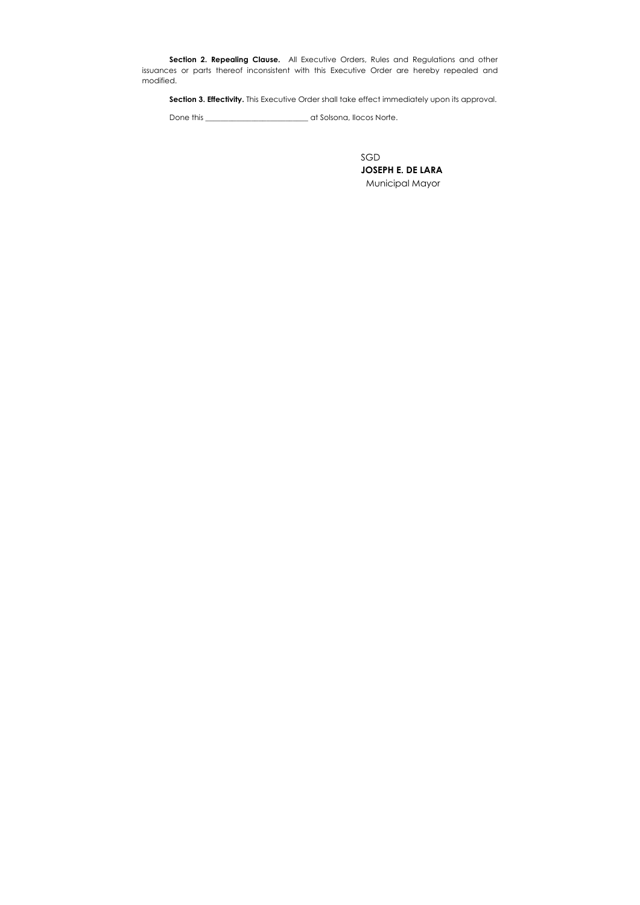**Section 2. Repealing Clause.** All Executive Orders, Rules and Regulations and other issuances or parts thereof inconsistent with this Executive Order are hereby repealed and modified.

**Section 3. Effectivity.** This Executive Order shall take effect immediately upon its approval.

Done this ___________________________ at Solsona, Ilocos Norte.

SGD
**JOSEPH E. DE LARA**
Municipal Mayor